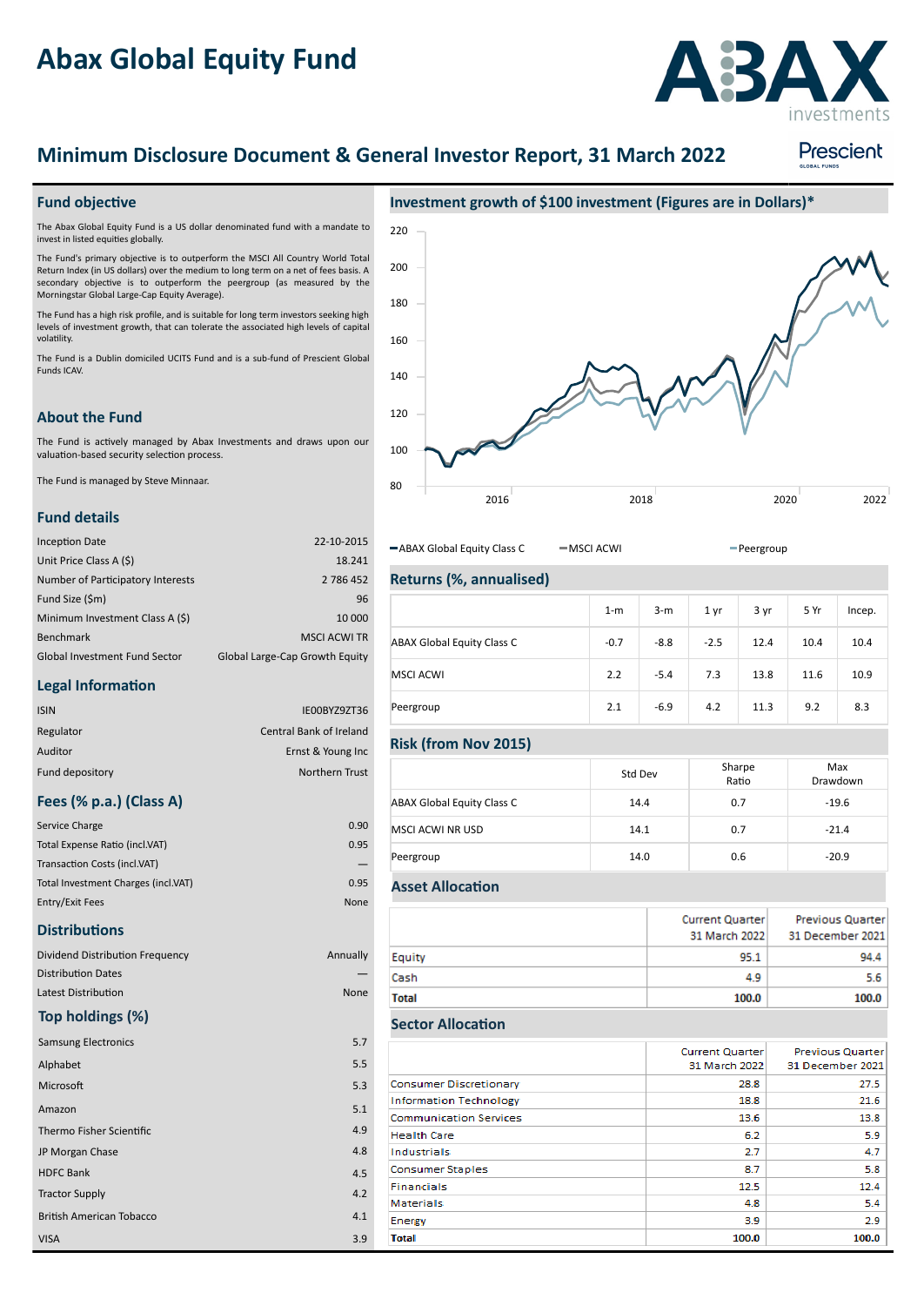# Abax Global Equity Fund

## Minimum Disclosure Document & General Investor Report, 31 March 2022

## Fund objective

The Abax Global Equity Fund is a US dollar denominated fund with a mandate to invest in listed equities globally.

The Fund's primary objective is to outperform the MSCI All Country World Total Return Index (in US dollars) over the medium to long term on a net of fees basis. A secondary objective is to outperform the peergroup (as measured by the Morningstar Global Large-Cap Equity Average).

The Fund has a high risk profile, and is suitable for long term investors seeking high levels of investment growth, that can tolerate the associated high levels of capital volatility.

The Fund is a Dublin domiciled UCITS Fund and is a sub-fund of Prescient Global Funds ICAV.

## About the Fund

The Fund is actively managed by Abax Investments and draws upon our valuation-based security selection process.

The Fund is managed by Steve Minnaar.

## Fund details

| | |
|---|---|
| Inception Date | 22-10-2015 |
| Unit Price Class A ($) | 18.241 |
| Number of Participatory Interests | 2 786 452 |
| Fund Size ($m) | 96 |
| Minimum Investment Class A ($) | 10 000 |
| Benchmark | MSCI ACWI TR |
| Global Investment Fund Sector | Global Large-Cap Growth Equity |

## Legal Information

| | |
|---|---|
| ISIN | IE00BYZ9ZT36 |
| Regulator | Central Bank of Ireland |
| Auditor | Ernst & Young Inc |
| Fund depository | Northern Trust |

## Fees (% p.a.) (Class A)

| | |
|---|---|
| Service Charge | 0.90 |
| Total Expense Ratio (incl.VAT) | 0.95 |
| Transaction Costs (incl.VAT) | — |
| Total Investment Charges (incl.VAT) | 0.95 |
| Entry/Exit Fees | None |

## Distributions

| | |
|---|---|
| Dividend Distribution Frequency | Annually |
| Distribution Dates | — |
| Latest Distribution | None |

## Top holdings (%)

| | |
|---|---|
| Samsung Electronics | 5.7 |
| Alphabet | 5.5 |
| Microsoft | 5.3 |
| Amazon | 5.1 |
| Thermo Fisher Scientific | 4.9 |
| JP Morgan Chase | 4.8 |
| HDFC Bank | 4.5 |
| Tractor Supply | 4.2 |
| British American Tobacco | 4.1 |
| VISA | 3.9 |

## Investment growth of $100 investment (Figures are in Dollars)*

—ABAX Global Equity Class C —MSCI ACWI —Peergroup

## Returns (%, annualised)

| | 1-m | 3-m | 1 yr | 3 yr | 5 Yr | Incep. |
|---|---|---|---|---|---|---|
| ABAX Global Equity Class C | -0.7 | -8.8 | -2.5 | 12.4 | 10.4 | 10.4 |
| MSCI ACWI | 2.2 | -5.4 | 7.3 | 13.8 | 11.6 | 10.9 |
| Peergroup | 2.1 | -6.9 | 4.2 | 11.3 | 9.2 | 8.3 |

## Risk (from Nov 2015)

| | Std Dev | Sharpe Ratio | Max Drawdown |
|---|---|---|---|
| ABAX Global Equity Class C | 14.4 | 0.7 | -19.6 |
| MSCI ACWI NR USD | 14.1 | 0.7 | -21.4 |
| Peergroup | 14.0 | 0.6 | -20.9 |

## Asset Allocation

| | Current Quarter 31 March 2022 | Previous Quarter 31 December 2021 |
|---|---|---|
| Equity | 95.1 | 94.4 |
| Cash | 4.9 | 5.6 |
| **Total** | **100.0** | **100.0** |

## Sector Allocation

| | Current Quarter 31 March 2022 | Previous Quarter 31 December 2021 |
|---|---|---|
| Consumer Discretionary | 28.8 | 27.5 |
| Information Technology | 18.8 | 21.6 |
| Communication Services | 13.6 | 13.8 |
| Health Care | 6.2 | 5.9 |
| Industrials | 2.7 | 4.7 |
| Consumer Staples | 8.7 | 5.8 |
| Financials | 12.5 | 12.4 |
| Materials | 4.8 | 5.4 |
| Energy | 3.9 | 2.9 |
| **Total** | **100.0** | **100.0** |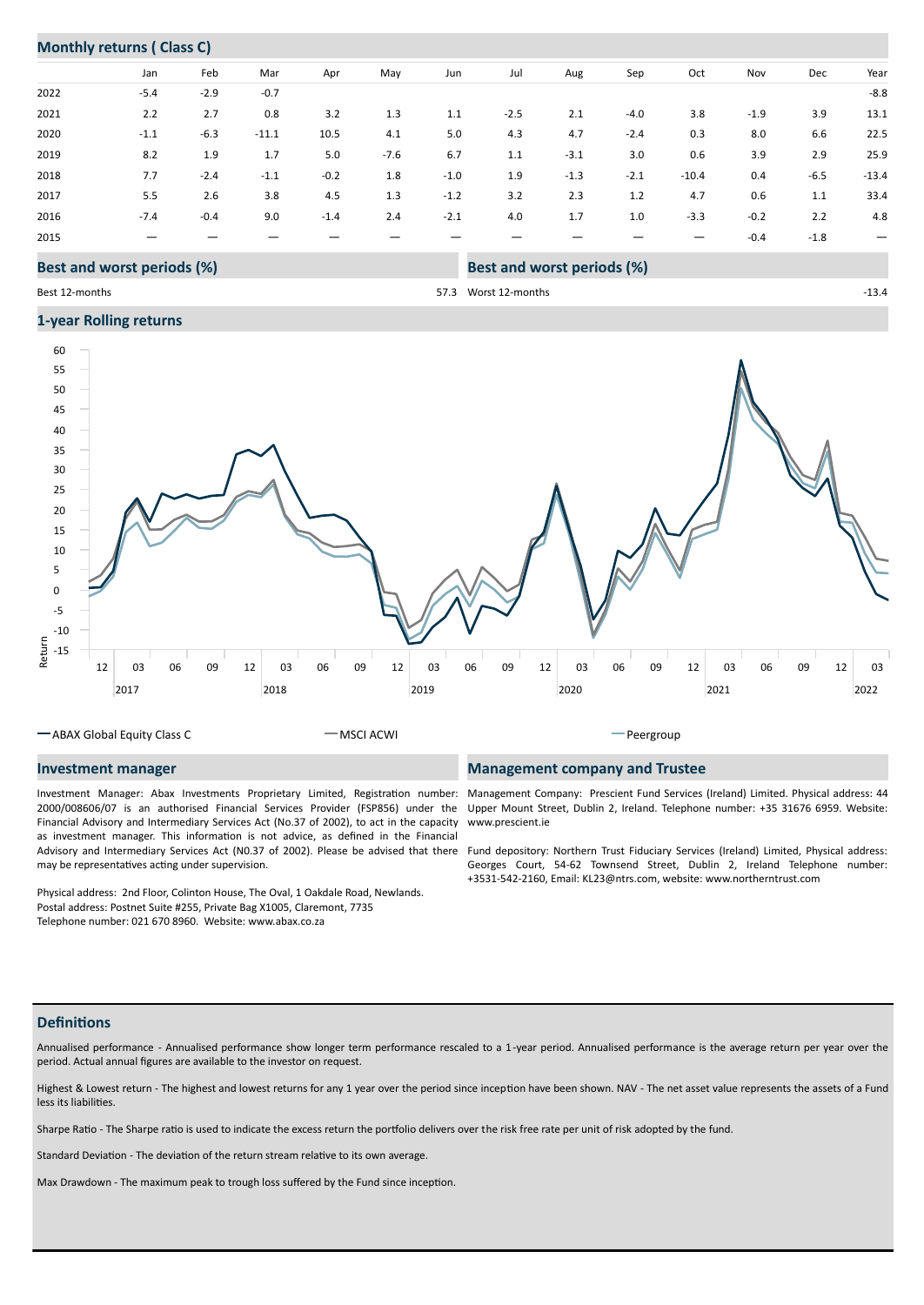## Monthly returns ( Class C)

| | Jan | Feb | Mar | Apr | May | Jun | Jul | Aug | Sep | Oct | Nov | Dec | Year |
|---|---|---|---|---|---|---|---|---|---|---|---|---|---|
| 2022 | -5.4 | -2.9 | -0.7 | | | | | | | | | | -8.8 |
| 2021 | 2.2 | 2.7 | 0.8 | 3.2 | 1.3 | 1.1 | -2.5 | 2.1 | -4.0 | 3.8 | -1.9 | 3.9 | 13.1 |
| 2020 | -1.1 | -6.3 | -11.1 | 10.5 | 4.1 | 5.0 | 4.3 | 4.7 | -2.4 | 0.3 | 8.0 | 6.6 | 22.5 |
| 2019 | 8.2 | 1.9 | 1.7 | 5.0 | -7.6 | 6.7 | 1.1 | -3.1 | 3.0 | 0.6 | 3.9 | 2.9 | 25.9 |
| 2018 | 7.7 | -2.4 | -1.1 | -0.2 | 1.8 | -1.0 | 1.9 | -1.3 | -2.1 | -10.4 | 0.4 | -6.5 | -13.4 |
| 2017 | 5.5 | 2.6 | 3.8 | 4.5 | 1.3 | -1.2 | 3.2 | 2.3 | 1.2 | 4.7 | 0.6 | 1.1 | 33.4 |
| 2016 | -7.4 | -0.4 | 9.0 | -1.4 | 2.4 | -2.1 | 4.0 | 1.7 | 1.0 | -3.3 | -0.2 | 2.2 | 4.8 |
| 2015 | — | — | — | — | — | — | — | — | — | — | -0.4 | -1.8 | — |

## Best and worst periods (%)

| | |
|---|---|
| Best 12-months | 57.3 |
| Worst 12-months | -13.4 |

## 1-year Rolling returns

ABAX Global Equity Class C — MSCI ACWI — Peergroup

## Investment manager

Investment Manager: Abax Investments Proprietary Limited, Registration number: 2000/008606/07 is an authorised Financial Services Provider (FSP856) under the Financial Advisory and Intermediary Services Act (No.37 of 2002), to act in the capacity as investment manager. This information is not advice, as defined in the Financial Advisory and Intermediary Services Act (N0.37 of 2002). Please be advised that there may be representatives acting under supervision.

Physical address: 2nd Floor, Colinton House, The Oval, 1 Oakdale Road, Newlands.
Postal address: Postnet Suite #255, Private Bag X1005, Claremont, 7735
Telephone number: 021 670 8960. Website: www.abax.co.za

## Management company and Trustee

Management Company: Prescient Fund Services (Ireland) Limited. Physical address: 44 Upper Mount Street, Dublin 2, Ireland. Telephone number: +35 31676 6959. Website: www.prescient.ie

Fund depository: Northern Trust Fiduciary Services (Ireland) Limited, Physical address: Georges Court, 54-62 Townsend Street, Dublin 2, Ireland Telephone number: +3531-542-2160, Email: KL23@ntrs.com, website: www.northerntrust.com

## Definitions

Annualised performance - Annualised performance show longer term performance rescaled to a 1-year period. Annualised performance is the average return per year over the period. Actual annual figures are available to the investor on request.

Highest & Lowest return - The highest and lowest returns for any 1 year over the period since inception have been shown. NAV - The net asset value represents the assets of a Fund less its liabilities.

Sharpe Ratio - The Sharpe ratio is used to indicate the excess return the portfolio delivers over the risk free rate per unit of risk adopted by the fund.

Standard Deviation - The deviation of the return stream relative to its own average.

Max Drawdown - The maximum peak to trough loss suffered by the Fund since inception.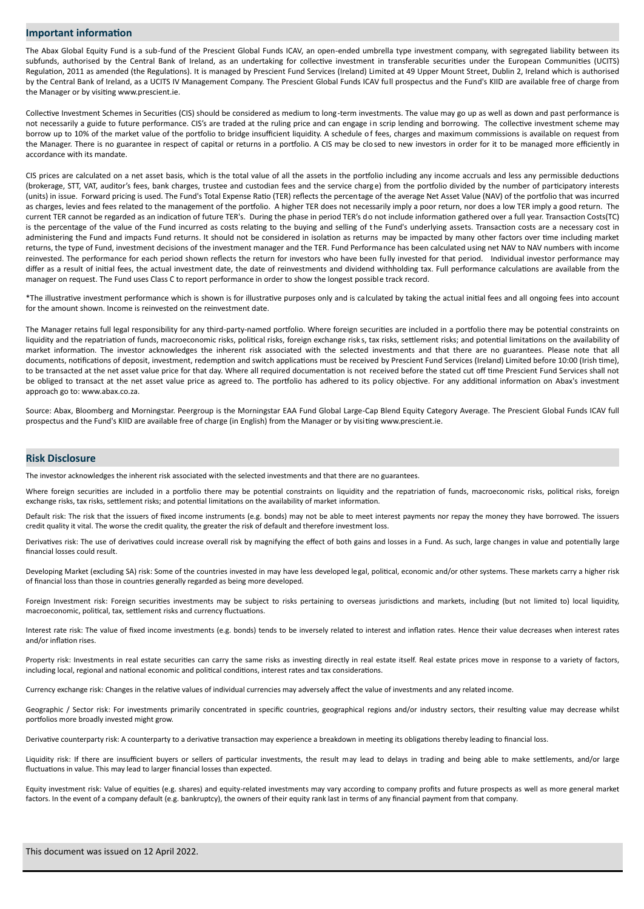## Important information

The Abax Global Equity Fund is a sub-fund of the Prescient Global Funds ICAV, an open-ended umbrella type investment company, with segregated liability between its subfunds, authorised by the Central Bank of Ireland, as an undertaking for collective investment in transferable securities under the European Communities (UCITS) Regulation, 2011 as amended (the Regulations). It is managed by Prescient Fund Services (Ireland) Limited at 49 Upper Mount Street, Dublin 2, Ireland which is authorised by the Central Bank of Ireland, as a UCITS IV Management Company. The Prescient Global Funds ICAV full prospectus and the Fund's KIID are available free of charge from the Manager or by visiting www.prescient.ie.

Collective Investment Schemes in Securities (CIS) should be considered as medium to long-term investments. The value may go up as well as down and past performance is not necessarily a guide to future performance. CIS's are traded at the ruling price and can engage in scrip lending and borrowing. The collective investment scheme may borrow up to 10% of the market value of the portfolio to bridge insufficient liquidity. A schedule of fees, charges and maximum commissions is available on request from the Manager. There is no guarantee in respect of capital or returns in a portfolio. A CIS may be closed to new investors in order for it to be managed more efficiently in accordance with its mandate.

CIS prices are calculated on a net asset basis, which is the total value of all the assets in the portfolio including any income accruals and less any permissible deductions (brokerage, STT, VAT, auditor's fees, bank charges, trustee and custodian fees and the service charge) from the portfolio divided by the number of participatory interests (units) in issue. Forward pricing is used. The Fund's Total Expense Ratio (TER) reflects the percentage of the average Net Asset Value (NAV) of the portfolio that was incurred as charges, levies and fees related to the management of the portfolio. A higher TER does not necessarily imply a poor return, nor does a low TER imply a good return. The current TER cannot be regarded as an indication of future TER's. During the phase in period TER's do not include information gathered over a full year. Transaction Costs(TC) is the percentage of the value of the Fund incurred as costs relating to the buying and selling of the Fund's underlying assets. Transaction costs are a necessary cost in administering the Fund and impacts Fund returns. It should not be considered in isolation as returns may be impacted by many other factors over time including market returns, the type of Fund, investment decisions of the investment manager and the TER. Fund Performance has been calculated using net NAV to NAV numbers with income reinvested. The performance for each period shown reflects the return for investors who have been fully invested for that period. Individual investor performance may differ as a result of initial fees, the actual investment date, the date of reinvestments and dividend withholding tax. Full performance calculations are available from the manager on request. The Fund uses Class C to report performance in order to show the longest possible track record.

*The illustrative investment performance which is shown is for illustrative purposes only and is calculated by taking the actual initial fees and all ongoing fees into account for the amount shown. Income is reinvested on the reinvestment date.

The Manager retains full legal responsibility for any third-party-named portfolio. Where foreign securities are included in a portfolio there may be potential constraints on liquidity and the repatriation of funds, macroeconomic risks, political risks, foreign exchange risks, tax risks, settlement risks; and potential limitations on the availability of market information. The investor acknowledges the inherent risk associated with the selected investments and that there are no guarantees. Please note that all documents, notifications of deposit, investment, redemption and switch applications must be received by Prescient Fund Services (Ireland) Limited before 10:00 (Irish time), to be transacted at the net asset value price for that day. Where all required documentation is not received before the stated cut off time Prescient Fund Services shall not be obliged to transact at the net asset value price as agreed to. The portfolio has adhered to its policy objective. For any additional information on Abax's investment approach go to: www.abax.co.za.

Source: Abax, Bloomberg and Morningstar. Peergroup is the Morningstar EAA Fund Global Large-Cap Blend Equity Category Average. The Prescient Global Funds ICAV full prospectus and the Fund's KIID are available free of charge (in English) from the Manager or by visiting www.prescient.ie.

## Risk Disclosure

The investor acknowledges the inherent risk associated with the selected investments and that there are no guarantees.

Where foreign securities are included in a portfolio there may be potential constraints on liquidity and the repatriation of funds, macroeconomic risks, political risks, foreign exchange risks, tax risks, settlement risks; and potential limitations on the availability of market information.

Default risk: The risk that the issuers of fixed income instruments (e.g. bonds) may not be able to meet interest payments nor repay the money they have borrowed. The issuers credit quality it vital. The worse the credit quality, the greater the risk of default and therefore investment loss.

Derivatives risk: The use of derivatives could increase overall risk by magnifying the effect of both gains and losses in a Fund. As such, large changes in value and potentially large financial losses could result.

Developing Market (excluding SA) risk: Some of the countries invested in may have less developed legal, political, economic and/or other systems. These markets carry a higher risk of financial loss than those in countries generally regarded as being more developed.

Foreign Investment risk: Foreign securities investments may be subject to risks pertaining to overseas jurisdictions and markets, including (but not limited to) local liquidity, macroeconomic, political, tax, settlement risks and currency fluctuations.

Interest rate risk: The value of fixed income investments (e.g. bonds) tends to be inversely related to interest and inflation rates. Hence their value decreases when interest rates and/or inflation rises.

Property risk: Investments in real estate securities can carry the same risks as investing directly in real estate itself. Real estate prices move in response to a variety of factors, including local, regional and national economic and political conditions, interest rates and tax considerations.

Currency exchange risk: Changes in the relative values of individual currencies may adversely affect the value of investments and any related income.

Geographic / Sector risk: For investments primarily concentrated in specific countries, geographical regions and/or industry sectors, their resulting value may decrease whilst portfolios more broadly invested might grow.

Derivative counterparty risk: A counterparty to a derivative transaction may experience a breakdown in meeting its obligations thereby leading to financial loss.

Liquidity risk: If there are insufficient buyers or sellers of particular investments, the result may lead to delays in trading and being able to make settlements, and/or large fluctuations in value. This may lead to larger financial losses than expected.

Equity investment risk: Value of equities (e.g. shares) and equity-related investments may vary according to company profits and future prospects as well as more general market factors. In the event of a company default (e.g. bankruptcy), the owners of their equity rank last in terms of any financial payment from that company.

This document was issued on 12 April 2022.